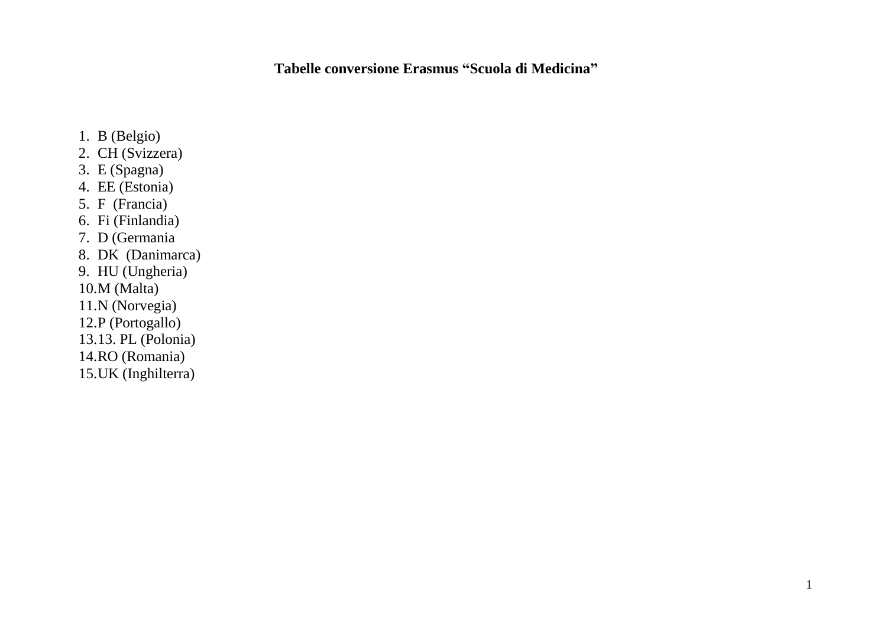**Tabelle conversione Erasmus "Scuola di Medicina"**

1. B (Belgio)
2. CH (Svizzera)
3. E (Spagna)
4. EE (Estonia)
5. F (Francia)
6. Fi (Finlandia)
7. D (Germania
8. DK (Danimarca)
9. HU (Ungheria)
10. M (Malta)
11. N (Norvegia)
12. P (Portogallo)
13. 13. PL (Polonia)
14. RO (Romania)
15. UK (Inghilterra)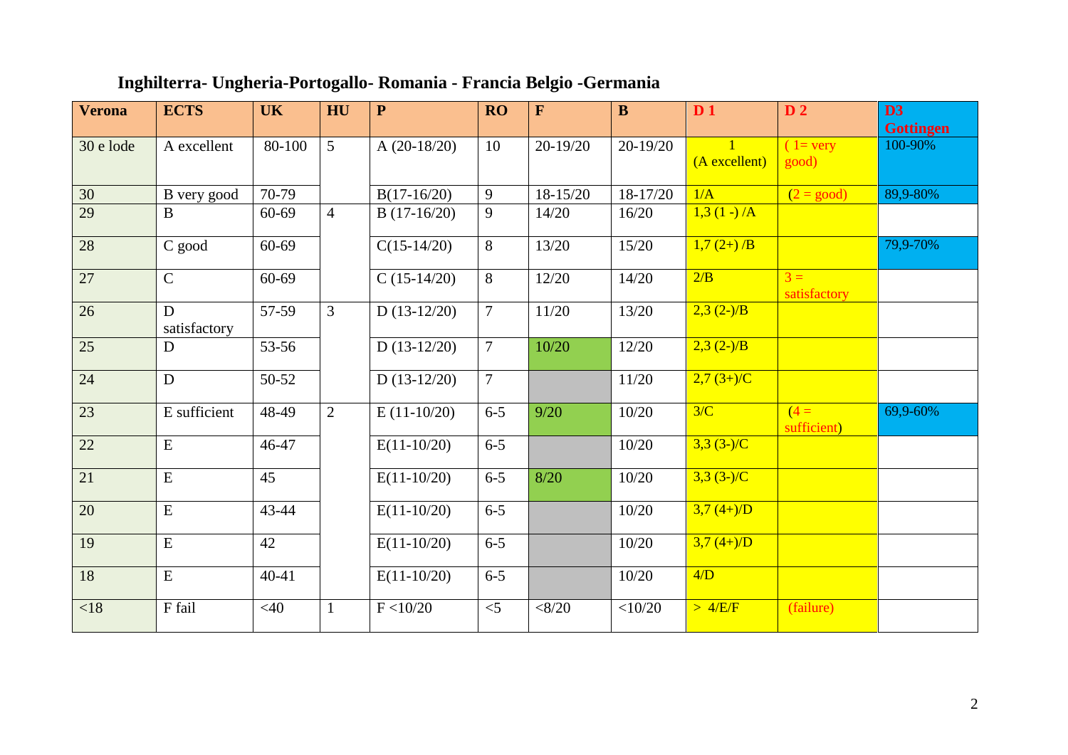## Inghilterra- Ungheria-Portogallo- Romania - Francia Belgio -Germania

| Verona | ECTS | UK | HU | P | RO | F | B | D 1 | D 2 | D3 Gottingen |
|---|---|---|---|---|---|---|---|---|---|---|
| 30 e lode | A excellent | 80-100 | 5 | A (20-18/20) | 10 | 20-19/20 | 20-19/20 | 1 (A excellent) | ( 1= very good) | 100-90% |
| 30 | B very good | 70-79 | | B(17-16/20) | 9 | 18-15/20 | 18-17/20 | 1/A | (2 = good) | 89,9-80% |
| 29 | B | 60-69 | 4 | B (17-16/20) | 9 | 14/20 | 16/20 | 1,3 (1 -) /A | | |
| 28 | C good | 60-69 | | C(15-14/20) | 8 | 13/20 | 15/20 | 1,7 (2+) /B | | 79,9-70% |
| 27 | C | 60-69 | | C (15-14/20) | 8 | 12/20 | 14/20 | 2/B | 3 = satisfactory | |
| 26 | D satisfactory | 57-59 | 3 | D (13-12/20) | 7 | 11/20 | 13/20 | 2,3 (2-)/B | | |
| 25 | D | 53-56 | | D (13-12/20) | 7 | 10/20 | 12/20 | 2,3 (2-)/B | | |
| 24 | D | 50-52 | | D (13-12/20) | 7 | | 11/20 | 2,7 (3+)/C | | |
| 23 | E sufficient | 48-49 | 2 | E (11-10/20) | 6-5 | 9/20 | 10/20 | 3/C | (4 = sufficient) | 69,9-60% |
| 22 | E | 46-47 | | E(11-10/20) | 6-5 | | 10/20 | 3,3 (3-)/C | | |
| 21 | E | 45 | | E(11-10/20) | 6-5 | 8/20 | 10/20 | 3,3 (3-)/C | | |
| 20 | E | 43-44 | | E(11-10/20) | 6-5 | | 10/20 | 3,7 (4+)/D | | |
| 19 | E | 42 | | E(11-10/20) | 6-5 | | 10/20 | 3,7 (4+)/D | | |
| 18 | E | 40-41 | | E(11-10/20) | 6-5 | | 10/20 | 4/D | | |
| <18 | F fail | <40 | 1 | F <10/20 | <5 | <8/20 | <10/20 | > 4/E/F | (failure) | |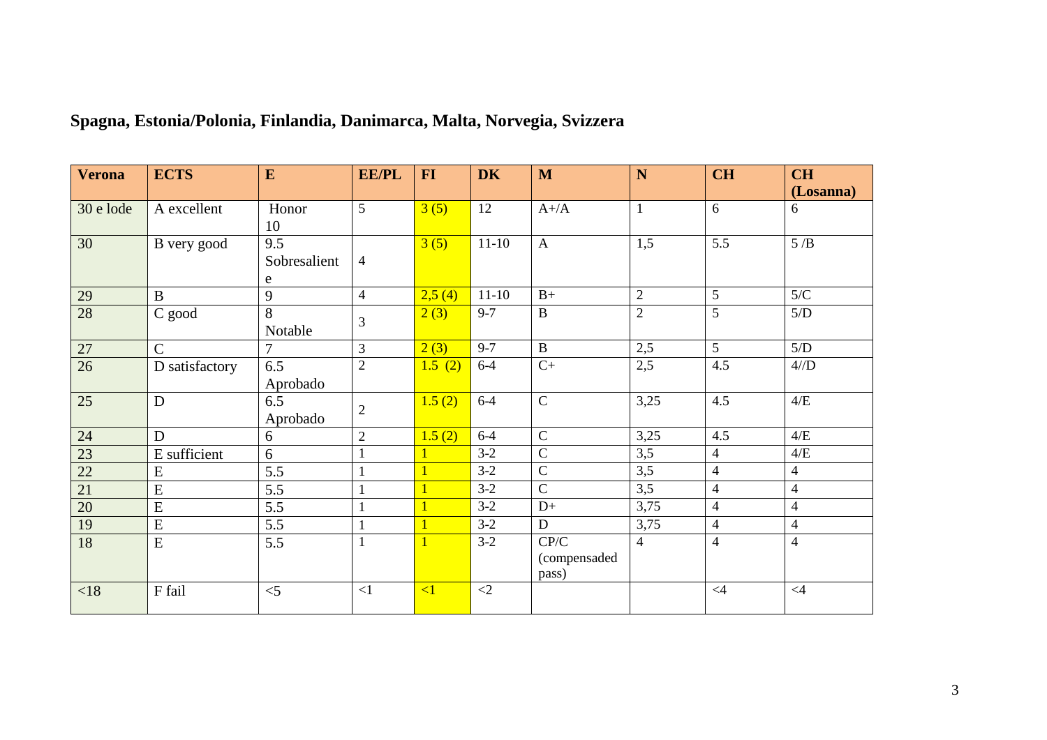## Spagna, Estonia/Polonia, Finlandia, Danimarca, Malta, Norvegia, Svizzera

| Verona | ECTS | E | EE/PL | FI | DK | M | N | CH | CH (Losanna) |
|---|---|---|---|---|---|---|---|---|---|
| 30 e lode | A excellent | Honor 10 | 5 | 3 (5) | 12 | A+/A | 1 | 6 | 6 |
| 30 | B very good | 9.5 Sobresaliente | 4 | 3 (5) | 11-10 | A | 1,5 | 5.5 | 5 /B |
| 29 | B | 9 | 4 | 2,5 (4) | 11-10 | B+ | 2 | 5 | 5/C |
| 28 | C good | 8 Notable | 3 | 2 (3) | 9-7 | B | 2 | 5 | 5/D |
| 27 | C | 7 | 3 | 2 (3) | 9-7 | B | 2,5 | 5 | 5/D |
| 26 | D satisfactory | 6.5 Aprobado | 2 | 1.5 (2) | 6-4 | C+ | 2,5 | 4.5 | 4//D |
| 25 | D | 6.5 Aprobado | 2 | 1.5 (2) | 6-4 | C | 3,25 | 4.5 | 4/E |
| 24 | D | 6 | 2 | 1.5 (2) | 6-4 | C | 3,25 | 4.5 | 4/E |
| 23 | E sufficient | 6 | 1 | 1 | 3-2 | C | 3,5 | 4 | 4/E |
| 22 | E | 5.5 | 1 | 1 | 3-2 | C | 3,5 | 4 | 4 |
| 21 | E | 5.5 | 1 | 1 | 3-2 | C | 3,5 | 4 | 4 |
| 20 | E | 5.5 | 1 | 1 | 3-2 | D+ | 3,75 | 4 | 4 |
| 19 | E | 5.5 | 1 | 1 | 3-2 | D | 3,75 | 4 | 4 |
| 18 | E | 5.5 | 1 | 1 | 3-2 | CP/C (compensaded pass) | 4 | 4 | 4 |
| <18 | F fail | <5 | <1 | <1 | <2 | | | <4 | <4 |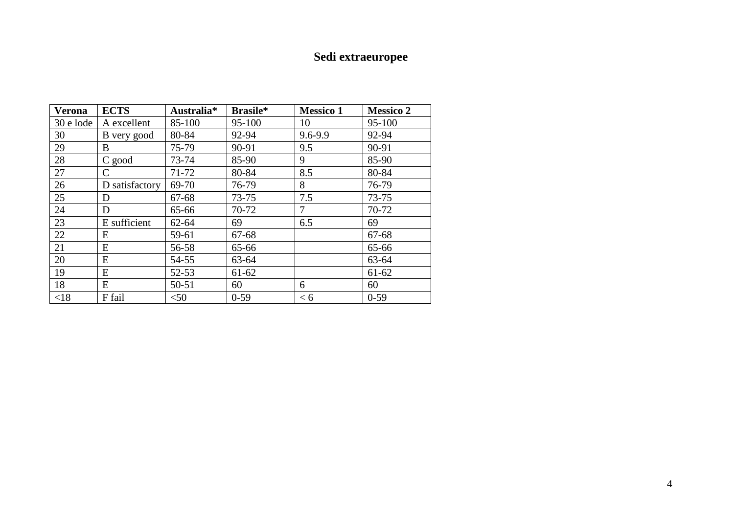## Sedi extraeuropee

| Verona | ECTS | Australia* | Brasile* | Messico 1 | Messico 2 |
|---|---|---|---|---|---|
| 30 e lode | A excellent | 85-100 | 95-100 | 10 | 95-100 |
| 30 | B very good | 80-84 | 92-94 | 9.6-9.9 | 92-94 |
| 29 | B | 75-79 | 90-91 | 9.5 | 90-91 |
| 28 | C good | 73-74 | 85-90 | 9 | 85-90 |
| 27 | C | 71-72 | 80-84 | 8.5 | 80-84 |
| 26 | D satisfactory | 69-70 | 76-79 | 8 | 76-79 |
| 25 | D | 67-68 | 73-75 | 7.5 | 73-75 |
| 24 | D | 65-66 | 70-72 | 7 | 70-72 |
| 23 | E sufficient | 62-64 | 69 | 6.5 | 69 |
| 22 | E | 59-61 | 67-68 | | 67-68 |
| 21 | E | 56-58 | 65-66 | | 65-66 |
| 20 | E | 54-55 | 63-64 | | 63-64 |
| 19 | E | 52-53 | 61-62 | | 61-62 |
| 18 | E | 50-51 | 60 | 6 | 60 |
| <18 | F fail | <50 | 0-59 | < 6 | 0-59 |